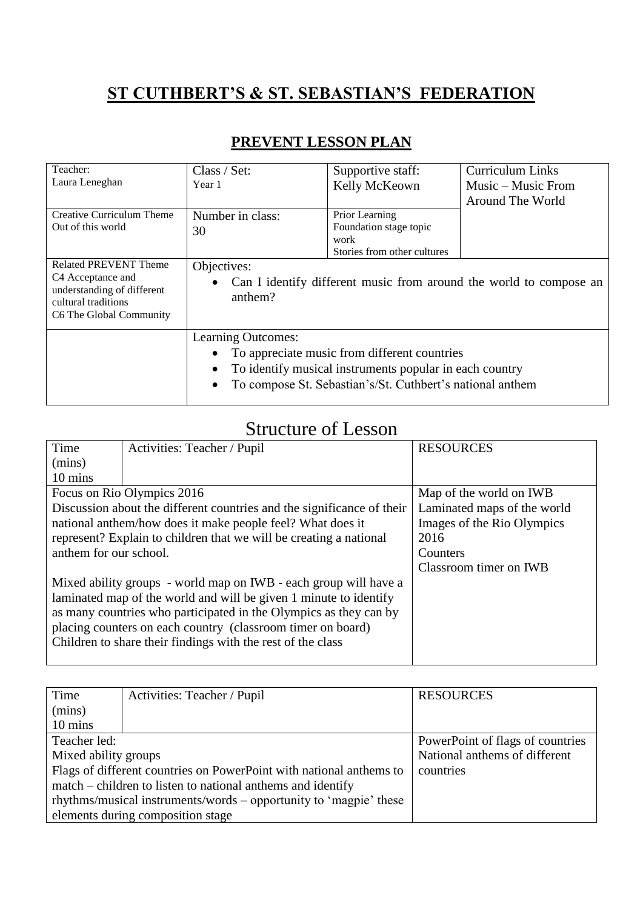# ST CUTHBERT'S & ST. SEBASTIAN'S FEDERATION

## PREVENT LESSON PLAN

| Teacher: Laura Leneghan | Class / Set: Year 1 | Supportive staff: Kelly McKeown | Curriculum Links Music – Music From Around The World |
|---|---|---|---|
| Creative Curriculum Theme Out of this world | Number in class: 30 | Prior Learning Foundation stage topic work Stories from other cultures | |
| Related PREVENT Theme C4 Acceptance and understanding of different cultural traditions C6 The Global Community | Objectives: <br>• Can I identify different music from around the world to compose an anthem? | | |
| | Learning Outcomes: <br>• To appreciate music from different countries <br>• To identify musical instruments popular in each country <br>• To compose St. Sebastian's/St. Cuthbert's national anthem | | |

# Structure of Lesson

| Time (mins) 10 mins | Activities: Teacher / Pupil | RESOURCES |
|---|---|---|
| Focus on Rio Olympics 2016<br>Discussion about the different countries and the significance of their national anthem/how does it make people feel? What does it represent? Explain to children that we will be creating a national anthem for our school.<br><br>Mixed ability groups - world map on IWB - each group will have a laminated map of the world and will be given 1 minute to identify as many countries who participated in the Olympics as they can by placing counters on each country (classroom timer on board)<br>Children to share their findings with the rest of the class | | Map of the world on IWB<br>Laminated maps of the world<br>Images of the Rio Olympics 2016<br>Counters<br>Classroom timer on IWB |

| Time (mins) 10 mins | Activities: Teacher / Pupil | RESOURCES |
|---|---|---|
| Teacher led:<br>Mixed ability groups<br>Flags of different countries on PowerPoint with national anthems to match – children to listen to national anthems and identify rhythms/musical instruments/words – opportunity to 'magpie' these elements during composition stage | | PowerPoint of flags of countries<br>National anthems of different countries |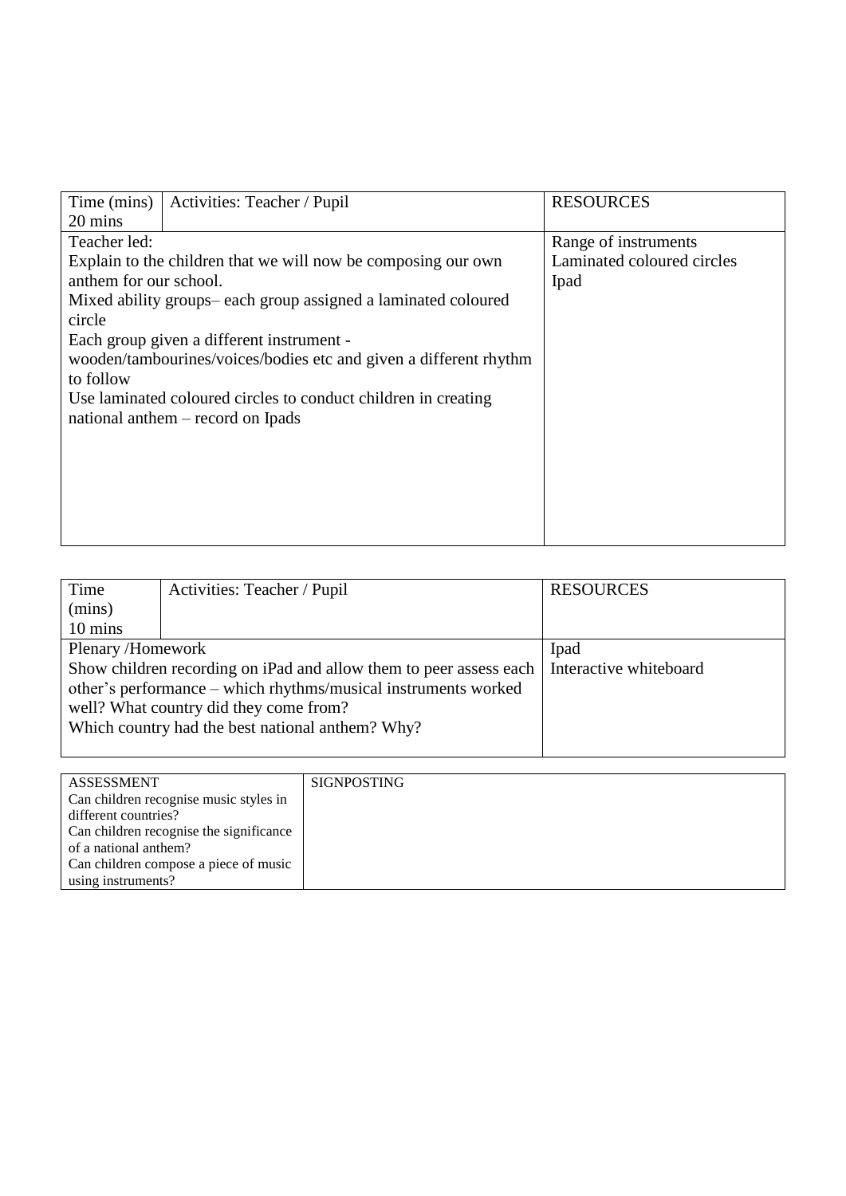| Time (mins) | Activities: Teacher / Pupil | RESOURCES |
|---|---|---|
| 20 mins | | |
| Teacher led:<br>Explain to the children that we will now be composing our own anthem for our school.<br>Mixed ability groups– each group assigned a laminated coloured circle<br>Each group given a different instrument - wooden/tambourines/voices/bodies etc and given a different rhythm to follow<br>Use laminated coloured circles to conduct children in creating national anthem – record on Ipads | | Range of instruments<br>Laminated coloured circles<br>Ipad |

| Time (mins) | Activities: Teacher / Pupil | RESOURCES |
|---|---|---|
| 10 mins | | |
| Plenary /Homework<br>Show children recording on iPad and allow them to peer assess each other's performance – which rhythms/musical instruments worked well? What country did they come from?<br>Which country had the best national anthem? Why? | | Ipad<br>Interactive whiteboard |

| ASSESSMENT | SIGNPOSTING |
|---|---|
| Can children recognise music styles in different countries?<br>Can children recognise the significance of a national anthem?<br>Can children compose a piece of music using instruments? | |